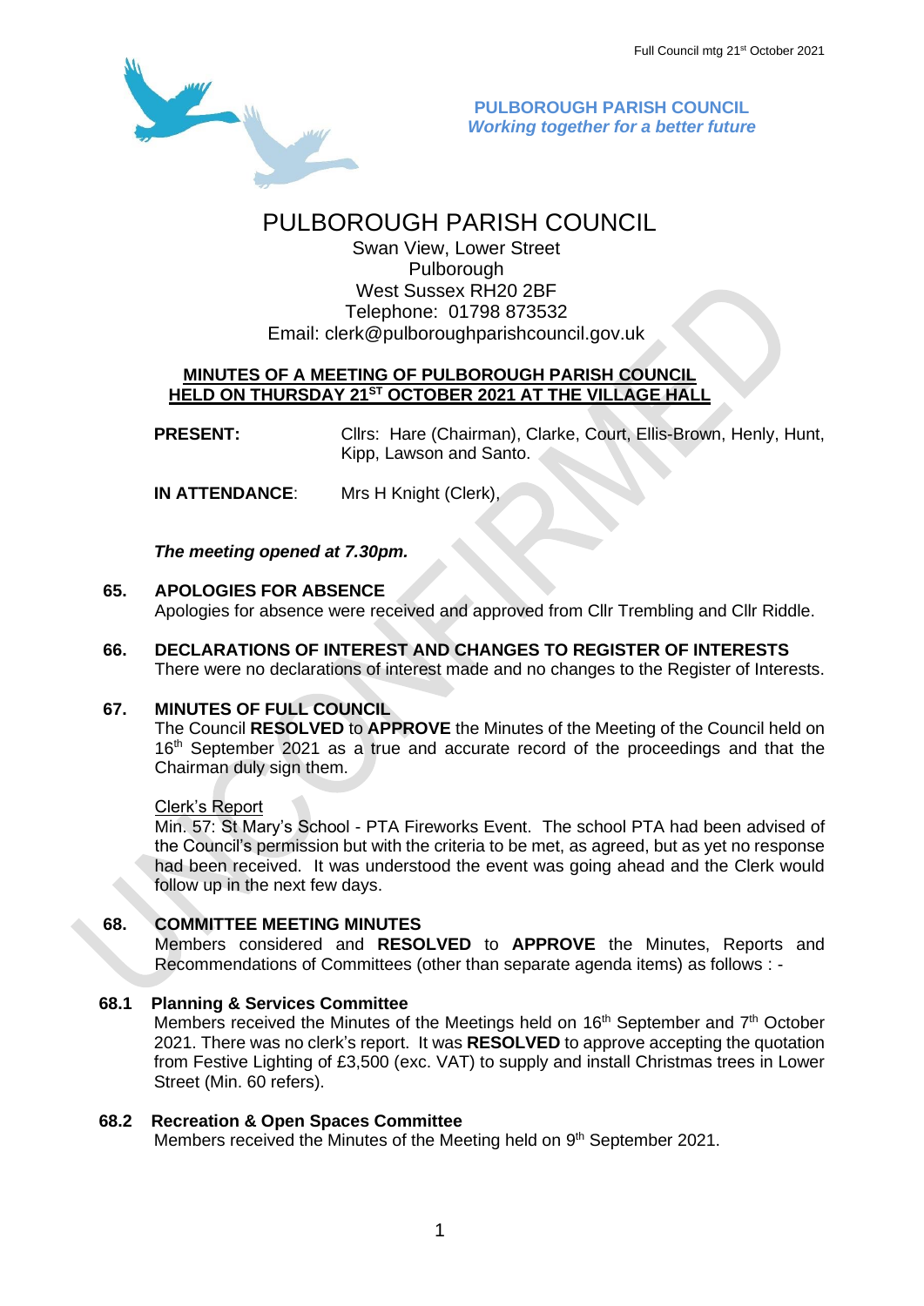**PULBOROUGH PARISH COUNCIL**
***Working together for a better future***

# PULBOROUGH PARISH COUNCIL

Swan View, Lower Street
Pulborough
West Sussex RH20 2BF
Telephone: 01798 873532
Email: clerk@pulboroughparishcouncil.gov.uk

## MINUTES OF A MEETING OF PULBOROUGH PARISH COUNCIL HELD ON THURSDAY 21ST OCTOBER 2021 AT THE VILLAGE HALL

**PRESENT:** Cllrs: Hare (Chairman), Clarke, Court, Ellis-Brown, Henly, Hunt, Kipp, Lawson and Santo.

**IN ATTENDANCE**: Mrs H Knight (Clerk),

***The meeting opened at 7.30pm.***

### 65. APOLOGIES FOR ABSENCE

Apologies for absence were received and approved from Cllr Trembling and Cllr Riddle.

### 66. DECLARATIONS OF INTEREST AND CHANGES TO REGISTER OF INTERESTS

There were no declarations of interest made and no changes to the Register of Interests.

### 67. MINUTES OF FULL COUNCIL

The Council **RESOLVED** to **APPROVE** the Minutes of the Meeting of the Council held on 16th September 2021 as a true and accurate record of the proceedings and that the Chairman duly sign them.

Clerk's Report

Min. 57: St Mary's School - PTA Fireworks Event. The school PTA had been advised of the Council's permission but with the criteria to be met, as agreed, but as yet no response had been received. It was understood the event was going ahead and the Clerk would follow up in the next few days.

### 68. COMMITTEE MEETING MINUTES

Members considered and **RESOLVED** to **APPROVE** the Minutes, Reports and Recommendations of Committees (other than separate agenda items) as follows : -

#### 68.1 Planning & Services Committee

Members received the Minutes of the Meetings held on 16th September and 7th October 2021. There was no clerk's report. It was **RESOLVED** to approve accepting the quotation from Festive Lighting of £3,500 (exc. VAT) to supply and install Christmas trees in Lower Street (Min. 60 refers).

#### 68.2 Recreation & Open Spaces Committee

Members received the Minutes of the Meeting held on 9th September 2021.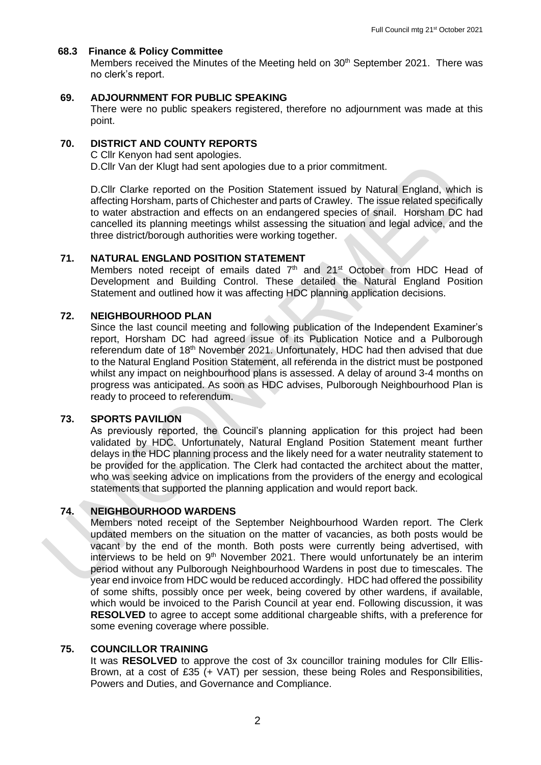### 68.3 Finance & Policy Committee

Members received the Minutes of the Meeting held on 30th September 2021. There was no clerk's report.

### 69. ADJOURNMENT FOR PUBLIC SPEAKING

There were no public speakers registered, therefore no adjournment was made at this point.

### 70. DISTRICT AND COUNTY REPORTS

C Cllr Kenyon had sent apologies.
D.Cllr Van der Klugt had sent apologies due to a prior commitment.

D.Cllr Clarke reported on the Position Statement issued by Natural England, which is affecting Horsham, parts of Chichester and parts of Crawley. The issue related specifically to water abstraction and effects on an endangered species of snail. Horsham DC had cancelled its planning meetings whilst assessing the situation and legal advice, and the three district/borough authorities were working together.

### 71. NATURAL ENGLAND POSITION STATEMENT

Members noted receipt of emails dated 7th and 21st October from HDC Head of Development and Building Control. These detailed the Natural England Position Statement and outlined how it was affecting HDC planning application decisions.

### 72. NEIGHBOURHOOD PLAN

Since the last council meeting and following publication of the Independent Examiner's report, Horsham DC had agreed issue of its Publication Notice and a Pulborough referendum date of 18th November 2021. Unfortunately, HDC had then advised that due to the Natural England Position Statement, all referenda in the district must be postponed whilst any impact on neighbourhood plans is assessed. A delay of around 3-4 months on progress was anticipated. As soon as HDC advises, Pulborough Neighbourhood Plan is ready to proceed to referendum.

### 73. SPORTS PAVILION

As previously reported, the Council's planning application for this project had been validated by HDC. Unfortunately, Natural England Position Statement meant further delays in the HDC planning process and the likely need for a water neutrality statement to be provided for the application. The Clerk had contacted the architect about the matter, who was seeking advice on implications from the providers of the energy and ecological statements that supported the planning application and would report back.

### 74. NEIGHBOURHOOD WARDENS

Members noted receipt of the September Neighbourhood Warden report. The Clerk updated members on the situation on the matter of vacancies, as both posts would be vacant by the end of the month. Both posts were currently being advertised, with interviews to be held on 9th November 2021. There would unfortunately be an interim period without any Pulborough Neighbourhood Wardens in post due to timescales. The year end invoice from HDC would be reduced accordingly. HDC had offered the possibility of some shifts, possibly once per week, being covered by other wardens, if available, which would be invoiced to the Parish Council at year end. Following discussion, it was **RESOLVED** to agree to accept some additional chargeable shifts, with a preference for some evening coverage where possible.

### 75. COUNCILLOR TRAINING

It was **RESOLVED** to approve the cost of 3x councillor training modules for Cllr Ellis-Brown, at a cost of £35 (+ VAT) per session, these being Roles and Responsibilities, Powers and Duties, and Governance and Compliance.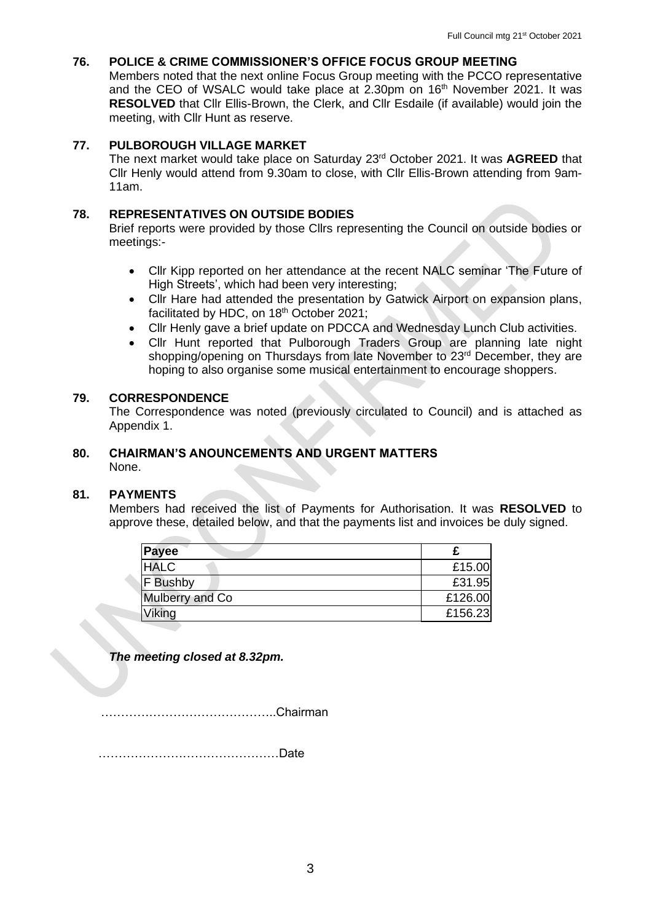## 76. POLICE & CRIME COMMISSIONER'S OFFICE FOCUS GROUP MEETING

Members noted that the next online Focus Group meeting with the PCCO representative and the CEO of WSALC would take place at 2.30pm on 16th November 2021. It was **RESOLVED** that Cllr Ellis-Brown, the Clerk, and Cllr Esdaile (if available) would join the meeting, with Cllr Hunt as reserve.

## 77. PULBOROUGH VILLAGE MARKET

The next market would take place on Saturday 23rd October 2021. It was **AGREED** that Cllr Henly would attend from 9.30am to close, with Cllr Ellis-Brown attending from 9am-11am.

## 78. REPRESENTATIVES ON OUTSIDE BODIES

Brief reports were provided by those Cllrs representing the Council on outside bodies or meetings:-

- Cllr Kipp reported on her attendance at the recent NALC seminar 'The Future of High Streets', which had been very interesting;
- Cllr Hare had attended the presentation by Gatwick Airport on expansion plans, facilitated by HDC, on 18th October 2021;
- Cllr Henly gave a brief update on PDCCA and Wednesday Lunch Club activities.
- Cllr Hunt reported that Pulborough Traders Group are planning late night shopping/opening on Thursdays from late November to 23rd December, they are hoping to also organise some musical entertainment to encourage shoppers.

## 79. CORRESPONDENCE

The Correspondence was noted (previously circulated to Council) and is attached as Appendix 1.

## 80. CHAIRMAN'S ANOUNCEMENTS AND URGENT MATTERS

None.

## 81. PAYMENTS

Members had received the list of Payments for Authorisation. It was **RESOLVED** to approve these, detailed below, and that the payments list and invoices be duly signed.

| Payee | £ |
|---|---|
| HALC | £15.00 |
| F Bushby | £31.95 |
| Mulberry and Co | £126.00 |
| Viking | £156.23 |

***The meeting closed at 8.32pm.***

……………………………………..Chairman

………………………………………Date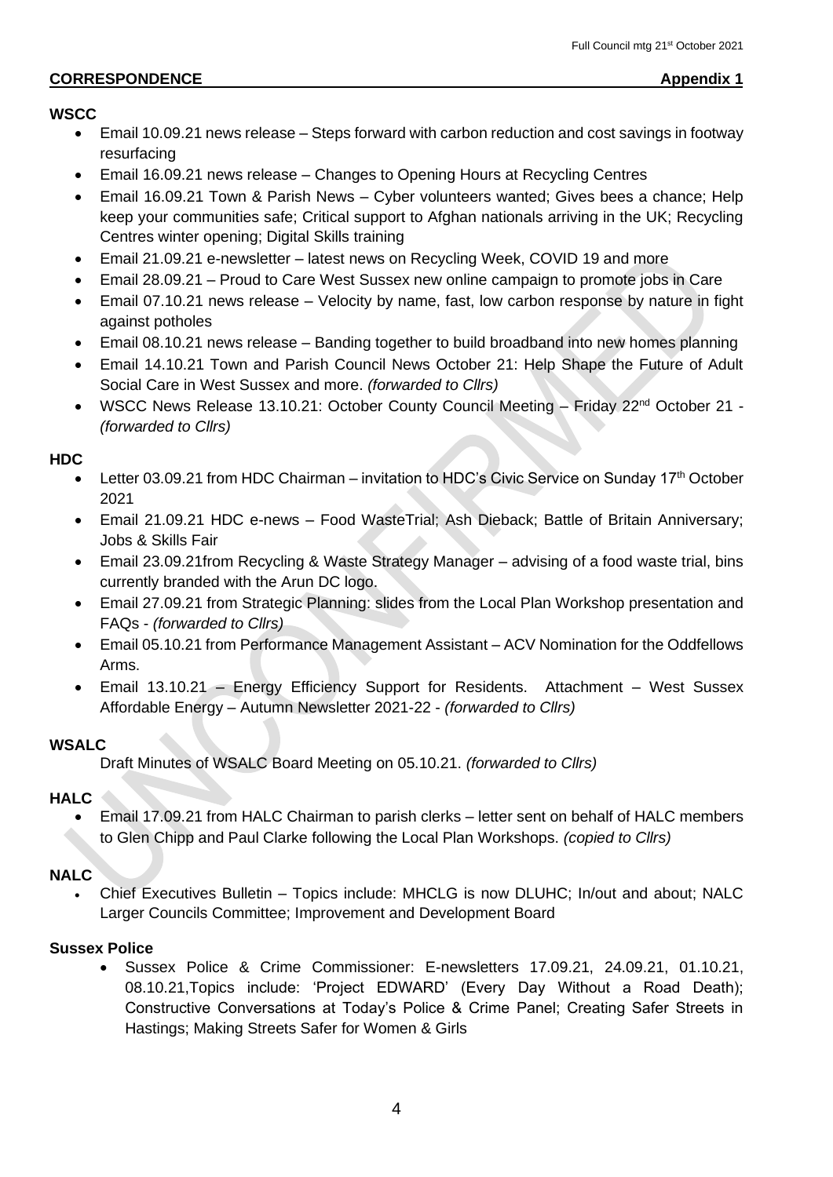**CORRESPONDENCE** **Appendix 1**

**WSCC**

- Email 10.09.21 news release – Steps forward with carbon reduction and cost savings in footway resurfacing
- Email 16.09.21 news release – Changes to Opening Hours at Recycling Centres
- Email 16.09.21 Town & Parish News – Cyber volunteers wanted; Gives bees a chance; Help keep your communities safe; Critical support to Afghan nationals arriving in the UK; Recycling Centres winter opening; Digital Skills training
- Email 21.09.21 e-newsletter – latest news on Recycling Week, COVID 19 and more
- Email 28.09.21 – Proud to Care West Sussex new online campaign to promote jobs in Care
- Email 07.10.21 news release – Velocity by name, fast, low carbon response by nature in fight against potholes
- Email 08.10.21 news release – Banding together to build broadband into new homes planning
- Email 14.10.21 Town and Parish Council News October 21: Help Shape the Future of Adult Social Care in West Sussex and more. *(forwarded to Cllrs)*
- WSCC News Release 13.10.21: October County Council Meeting – Friday 22nd October 21 - *(forwarded to Cllrs)*

**HDC**

- Letter 03.09.21 from HDC Chairman – invitation to HDC's Civic Service on Sunday 17th October 2021
- Email 21.09.21 HDC e-news – Food WasteTrial; Ash Dieback; Battle of Britain Anniversary; Jobs & Skills Fair
- Email 23.09.21from Recycling & Waste Strategy Manager – advising of a food waste trial, bins currently branded with the Arun DC logo.
- Email 27.09.21 from Strategic Planning: slides from the Local Plan Workshop presentation and FAQs - *(forwarded to Cllrs)*
- Email 05.10.21 from Performance Management Assistant – ACV Nomination for the Oddfellows Arms.
- Email 13.10.21 – Energy Efficiency Support for Residents. Attachment – West Sussex Affordable Energy – Autumn Newsletter 2021-22 - *(forwarded to Cllrs)*

**WSALC**

Draft Minutes of WSALC Board Meeting on 05.10.21. *(forwarded to Cllrs)*

**HALC**

- Email 17.09.21 from HALC Chairman to parish clerks – letter sent on behalf of HALC members to Glen Chipp and Paul Clarke following the Local Plan Workshops. *(copied to Cllrs)*

**NALC**

- Chief Executives Bulletin – Topics include: MHCLG is now DLUHC; In/out and about; NALC Larger Councils Committee; Improvement and Development Board

**Sussex Police**

- Sussex Police & Crime Commissioner: E-newsletters 17.09.21, 24.09.21, 01.10.21, 08.10.21,Topics include: 'Project EDWARD' (Every Day Without a Road Death); Constructive Conversations at Today's Police & Crime Panel; Creating Safer Streets in Hastings; Making Streets Safer for Women & Girls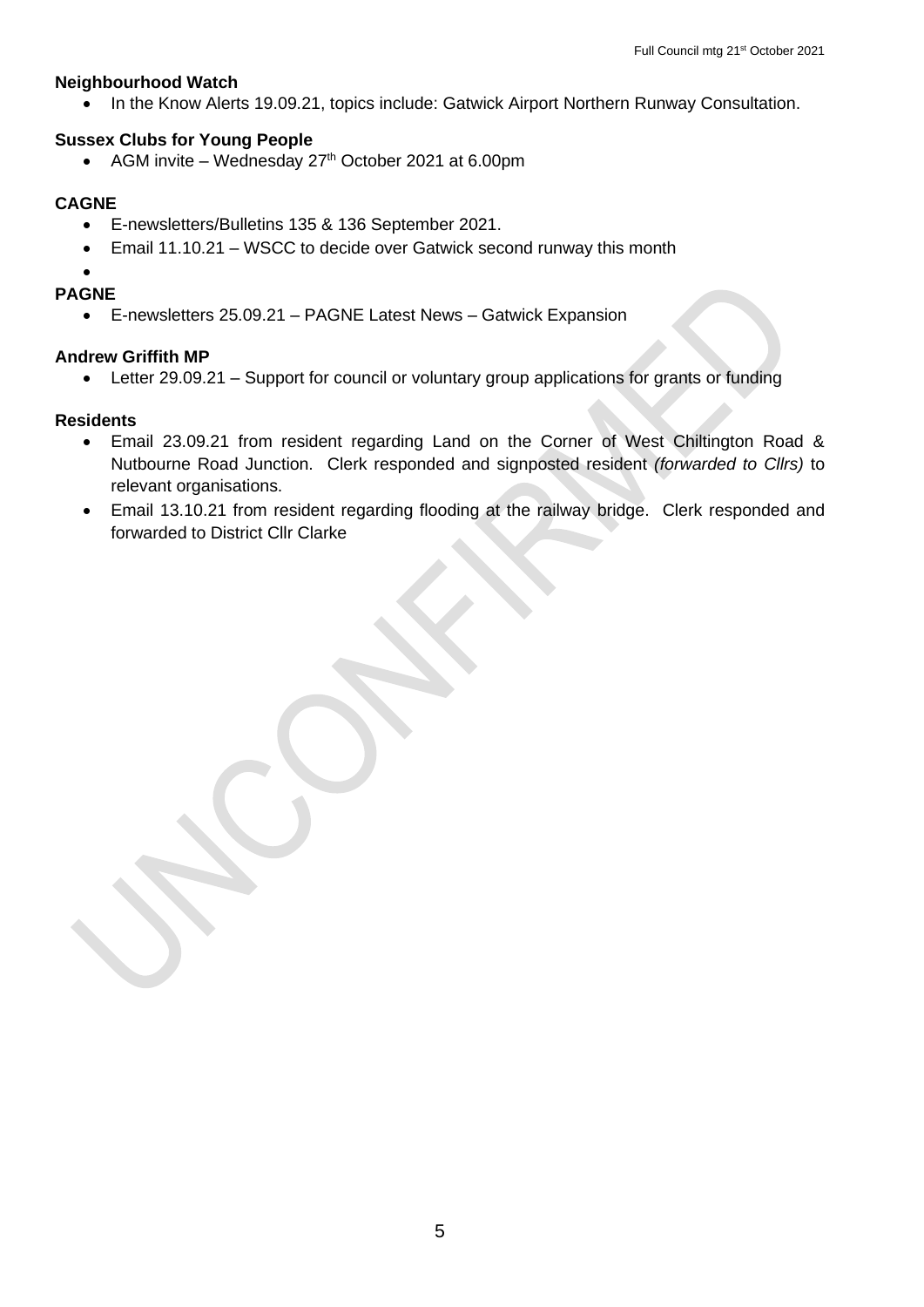**Neighbourhood Watch**

- In the Know Alerts 19.09.21, topics include: Gatwick Airport Northern Runway Consultation.

**Sussex Clubs for Young People**

- AGM invite – Wednesday 27th October 2021 at 6.00pm

**CAGNE**

- E-newsletters/Bulletins 135 & 136 September 2021.
- Email 11.10.21 – WSCC to decide over Gatwick second runway this month

**PAGNE**

- E-newsletters 25.09.21 – PAGNE Latest News – Gatwick Expansion

**Andrew Griffith MP**

- Letter 29.09.21 – Support for council or voluntary group applications for grants or funding

**Residents**

- Email 23.09.21 from resident regarding Land on the Corner of West Chiltington Road & Nutbourne Road Junction. Clerk responded and signposted resident *(forwarded to Cllrs)* to relevant organisations.
- Email 13.10.21 from resident regarding flooding at the railway bridge. Clerk responded and forwarded to District Cllr Clarke